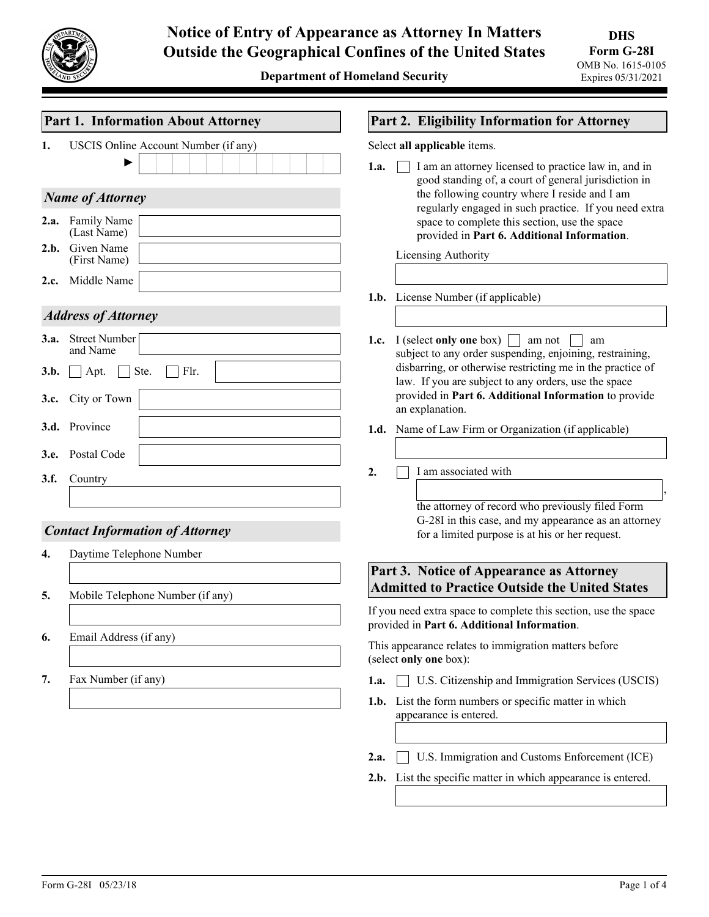# Notice of Entry of Appearance as Attorney In Matters Outside the Geographical Confines of the United States

**Department of Homeland Security**

**DHS Form G-28I**
OMB No. 1615-0105
Expires 05/31/2021

## Part 1. Information About Attorney

**1.** USCIS Online Account Number (if any) ►

### *Name of Attorney*

**2.a.** Family Name (Last Name)

**2.b.** Given Name (First Name)

**2.c.** Middle Name

### *Address of Attorney*

**3.a.** Street Number and Name

**3.b.** ☐ Apt. ☐ Ste. ☐ Flr.

**3.c.** City or Town

**3.d.** Province

**3.e.** Postal Code

**3.f.** Country

### *Contact Information of Attorney*

**4.** Daytime Telephone Number

**5.** Mobile Telephone Number (if any)

**6.** Email Address (if any)

**7.** Fax Number (if any)

## Part 2. Eligibility Information for Attorney

Select **all applicable** items.

**1.a.** ☐ I am an attorney licensed to practice law in, and in good standing of, a court of general jurisdiction in the following country where I reside and I am regularly engaged in such practice. If you need extra space to complete this section, use the space provided in **Part 6. Additional Information**.

Licensing Authority

**1.b.** License Number (if applicable)

**1.c.** I (select **only one** box) ☐ am not ☐ am subject to any order suspending, enjoining, restraining, disbarring, or otherwise restricting me in the practice of law. If you are subject to any orders, use the space provided in **Part 6. Additional Information** to provide an explanation.

**1.d.** Name of Law Firm or Organization (if applicable)

**2.** ☐ I am associated with \_\_\_\_\_\_\_\_\_\_, the attorney of record who previously filed Form G-28I in this case, and my appearance as an attorney for a limited purpose is at his or her request.

## Part 3. Notice of Appearance as Attorney Admitted to Practice Outside the United States

If you need extra space to complete this section, use the space provided in **Part 6. Additional Information**.

This appearance relates to immigration matters before (select **only one** box):

**1.a.** ☐ U.S. Citizenship and Immigration Services (USCIS)

**1.b.** List the form numbers or specific matter in which appearance is entered.

**2.a.** ☐ U.S. Immigration and Customs Enforcement (ICE)

**2.b.** List the specific matter in which appearance is entered.

Form G-28I 05/23/18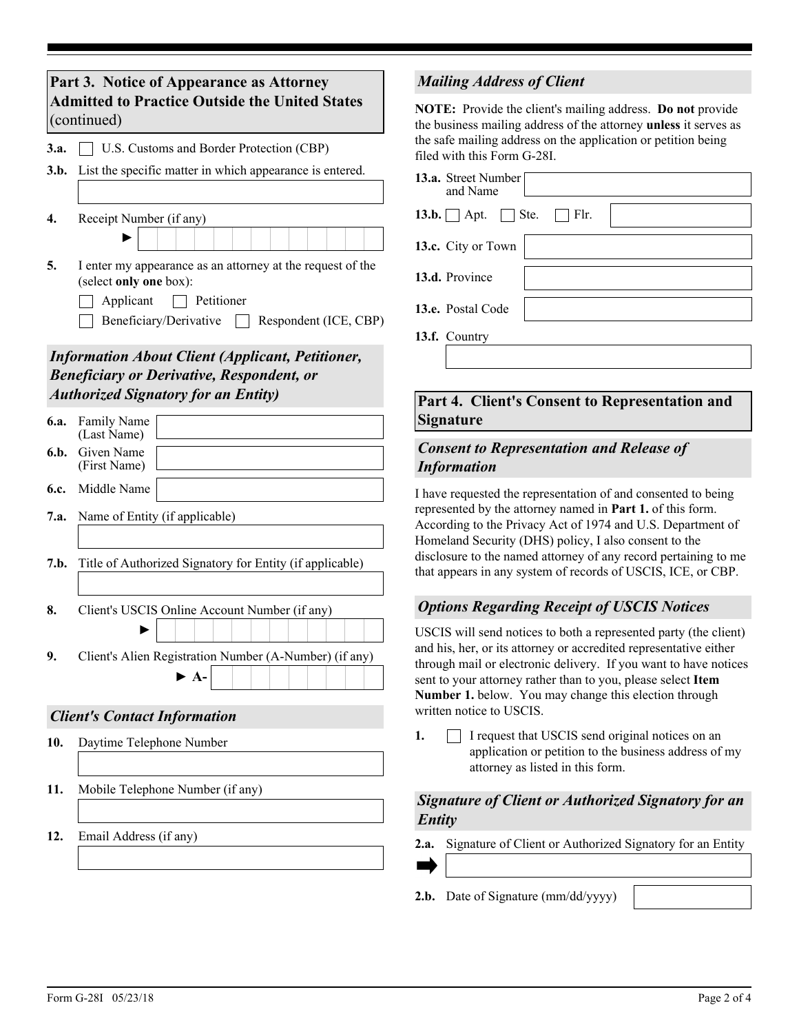## Part 3. Notice of Appearance as Attorney Admitted to Practice Outside the United States (continued)

**3.a.** ☐ U.S. Customs and Border Protection (CBP)

**3.b.** List the specific matter in which appearance is entered.

**4.** Receipt Number (if any)
►

**5.** I enter my appearance as an attorney at the request of the (select **only one** box):

☐ Applicant ☐ Petitioner

☐ Beneficiary/Derivative ☐ Respondent (ICE, CBP)

### *Information About Client (Applicant, Petitioner, Beneficiary or Derivative, Respondent, or Authorized Signatory for an Entity)*

**6.a.** Family Name (Last Name)

**6.b.** Given Name (First Name)

**6.c.** Middle Name

**7.a.** Name of Entity (if applicable)

**7.b.** Title of Authorized Signatory for Entity (if applicable)

**8.** Client's USCIS Online Account Number (if any)
►

**9.** Client's Alien Registration Number (A-Number) (if any)
► A-

### *Client's Contact Information*

**10.** Daytime Telephone Number

**11.** Mobile Telephone Number (if any)

**12.** Email Address (if any)

### *Mailing Address of Client*

**NOTE:** Provide the client's mailing address. **Do not** provide the business mailing address of the attorney **unless** it serves as the safe mailing address on the application or petition being filed with this Form G-28I.

**13.a.** Street Number and Name

**13.b.** ☐ Apt. ☐ Ste. ☐ Flr.

**13.c.** City or Town

**13.d.** Province

**13.e.** Postal Code

**13.f.** Country

## Part 4. Client's Consent to Representation and Signature

### *Consent to Representation and Release of Information*

I have requested the representation of and consented to being represented by the attorney named in **Part 1.** of this form. According to the Privacy Act of 1974 and U.S. Department of Homeland Security (DHS) policy, I also consent to the disclosure to the named attorney of any record pertaining to me that appears in any system of records of USCIS, ICE, or CBP.

### *Options Regarding Receipt of USCIS Notices*

USCIS will send notices to both a represented party (the client) and his, her, or its attorney or accredited representative either through mail or electronic delivery. If you want to have notices sent to your attorney rather than to you, please select **Item Number 1.** below. You may change this election through written notice to USCIS.

**1.** ☐ I request that USCIS send original notices on an application or petition to the business address of my attorney as listed in this form.

### *Signature of Client or Authorized Signatory for an Entity*

**2.a.** Signature of Client or Authorized Signatory for an Entity
➡

**2.b.** Date of Signature (mm/dd/yyyy)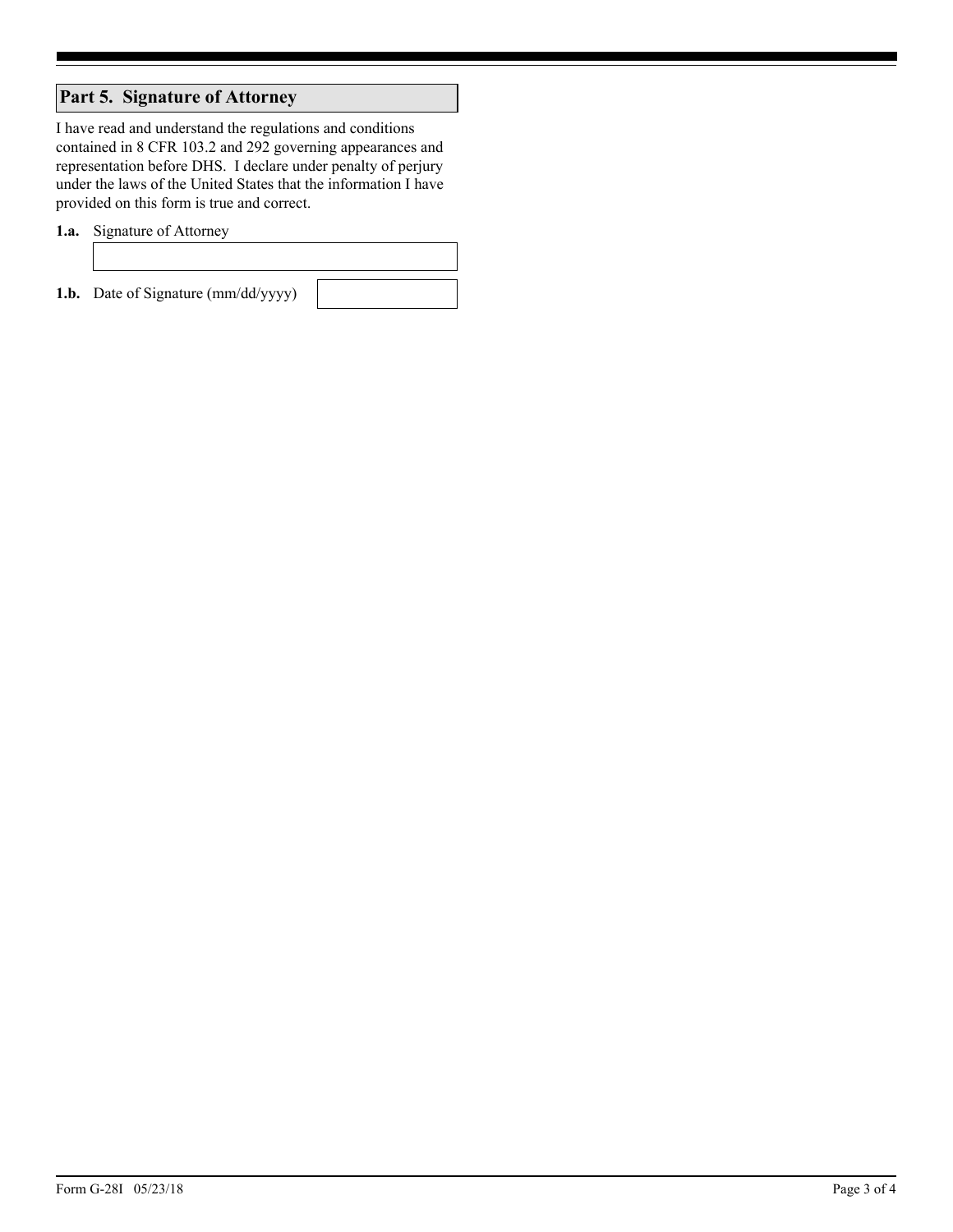## Part 5. Signature of Attorney

I have read and understand the regulations and conditions contained in 8 CFR 103.2 and 292 governing appearances and representation before DHS. I declare under penalty of perjury under the laws of the United States that the information I have provided on this form is true and correct.

**1.a.** Signature of Attorney

**1.b.** Date of Signature (mm/dd/yyyy)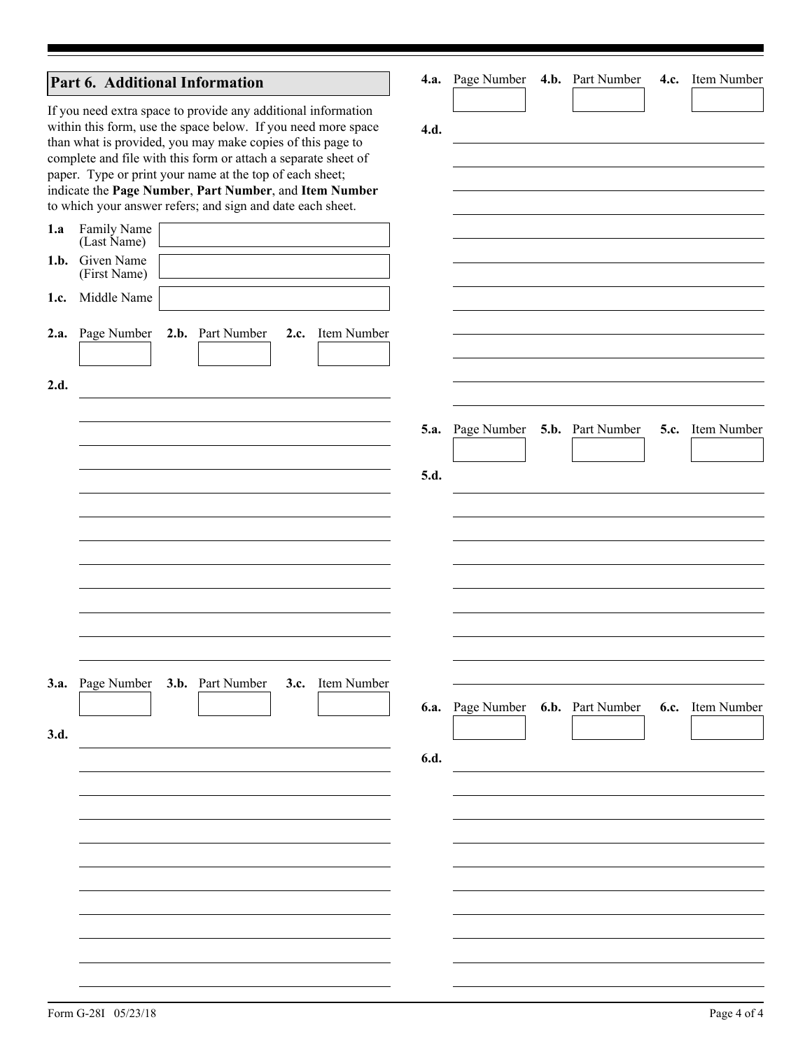## Part 6. Additional Information

If you need extra space to provide any additional information within this form, use the space below. If you need more space than what is provided, you may make copies of this page to complete and file with this form or attach a separate sheet of paper. Type or print your name at the top of each sheet; indicate the **Page Number**, **Part Number**, and **Item Number** to which your answer refers; and sign and date each sheet.

**1.a** Family Name (Last Name)

**1.b.** Given Name (First Name)

**1.c.** Middle Name

**2.a.** Page Number **2.b.** Part Number **2.c.** Item Number

**2.d.**

**3.a.** Page Number **3.b.** Part Number **3.c.** Item Number

**3.d.**

**4.a.** Page Number **4.b.** Part Number **4.c.** Item Number

**4.d.**

**5.a.** Page Number **5.b.** Part Number **5.c.** Item Number

**5.d.**

**6.a.** Page Number **6.b.** Part Number **6.c.** Item Number

**6.d.**

Form G-28I 05/23/18